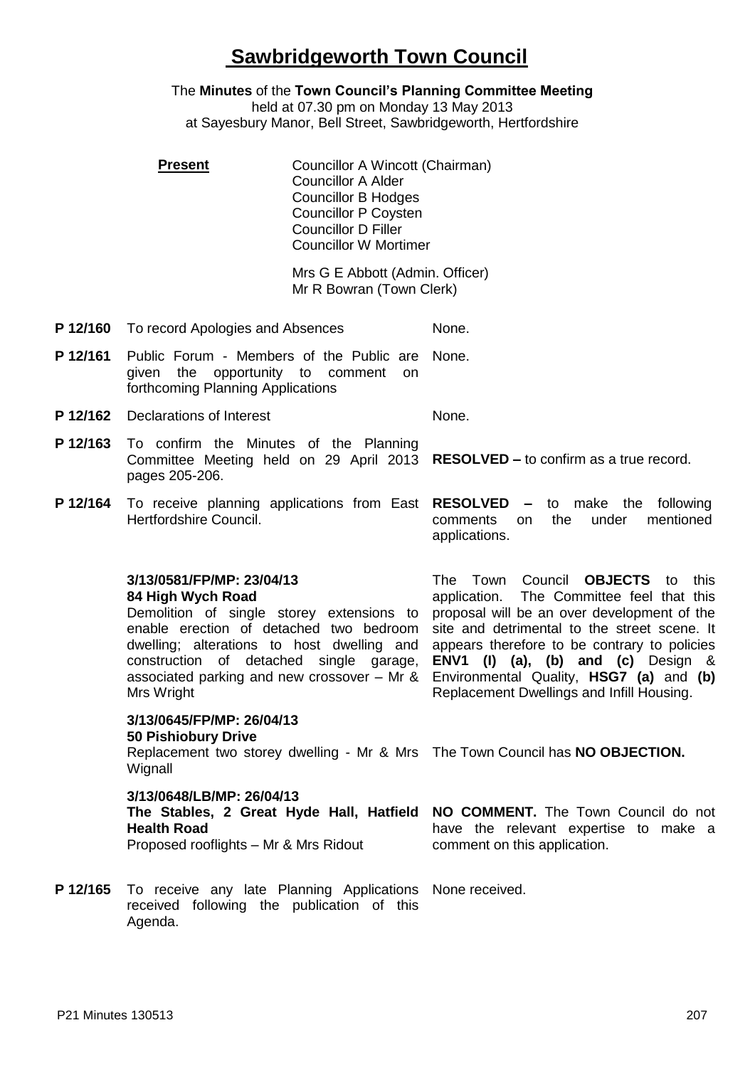# Sawbridgeworth Town Council

The **Minutes** of the **Town Council's Planning Committee Meeting**
held at 07.30 pm on Monday 13 May 2013
at Sayesbury Manor, Bell Street, Sawbridgeworth, Hertfordshire

**Present**

Councillor A Wincott (Chairman)
Councillor A Alder
Councillor B Hodges
Councillor P Coysten
Councillor D Filler
Councillor W Mortimer

Mrs G E Abbott (Admin. Officer)
Mr R Bowran (Town Clerk)

| | | |
|---|---|---|
| **P 12/160** | To record Apologies and Absences | None. |
| **P 12/161** | Public Forum - Members of the Public are given the opportunity to comment on forthcoming Planning Applications | None. |
| **P 12/162** | Declarations of Interest | None. |
| **P 12/163** | To confirm the Minutes of the Planning Committee Meeting held on 29 April 2013 pages 205-206. | **RESOLVED –** to confirm as a true record. |
| **P 12/164** | To receive planning applications from East Hertfordshire Council. | **RESOLVED –** to make the following comments on the under mentioned applications. |
| | **3/13/0581/FP/MP: 23/04/13**<br>**84 High Wych Road**<br>Demolition of single storey extensions to enable erection of detached two bedroom dwelling; alterations to host dwelling and construction of detached single garage, associated parking and new crossover – Mr & Mrs Wright | The Town Council **OBJECTS** to this application. The Committee feel that this proposal will be an over development of the site and detrimental to the street scene. It appears therefore to be contrary to policies **ENV1 (I) (a), (b) and (c)** Design & Environmental Quality, **HSG7 (a)** and **(b)** Replacement Dwellings and Infill Housing. |
| | **3/13/0645/FP/MP: 26/04/13**<br>**50 Pishiobury Drive**<br>Replacement two storey dwelling - Mr & Mrs Wignall | The Town Council has **NO OBJECTION.** |
| | **3/13/0648/LB/MP: 26/04/13**<br>**The Stables, 2 Great Hyde Hall, Hatfield Health Road**<br>Proposed rooflights – Mr & Mrs Ridout | **NO COMMENT.** The Town Council do not have the relevant expertise to make a comment on this application. |
| **P 12/165** | To receive any late Planning Applications received following the publication of this Agenda. | None received. |

P21 Minutes 130513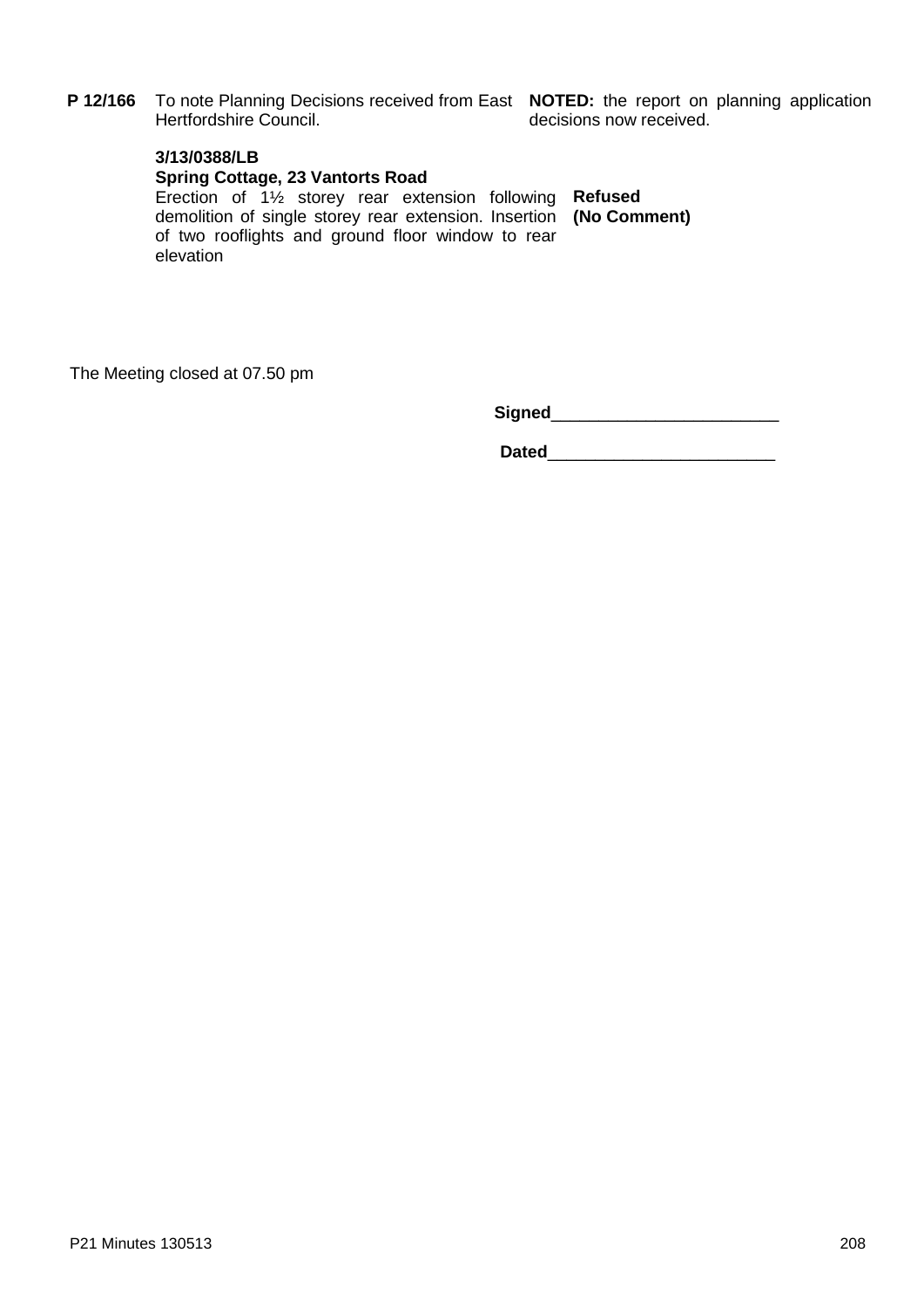| | | |
|---|---|---|
| **P 12/166** | To note Planning Decisions received from East Hertfordshire Council. | **NOTED:** the report on planning application decisions now received. |
| | **3/13/0388/LB**<br>**Spring Cottage, 23 Vantorts Road**<br>Erection of 1½ storey rear extension following demolition of single storey rear extension. Insertion of two rooflights and ground floor window to rear elevation | **Refused**<br>**(No Comment)** |

The Meeting closed at 07.50 pm

**Signed**________________________

**Dated**________________________

P21 Minutes 130513